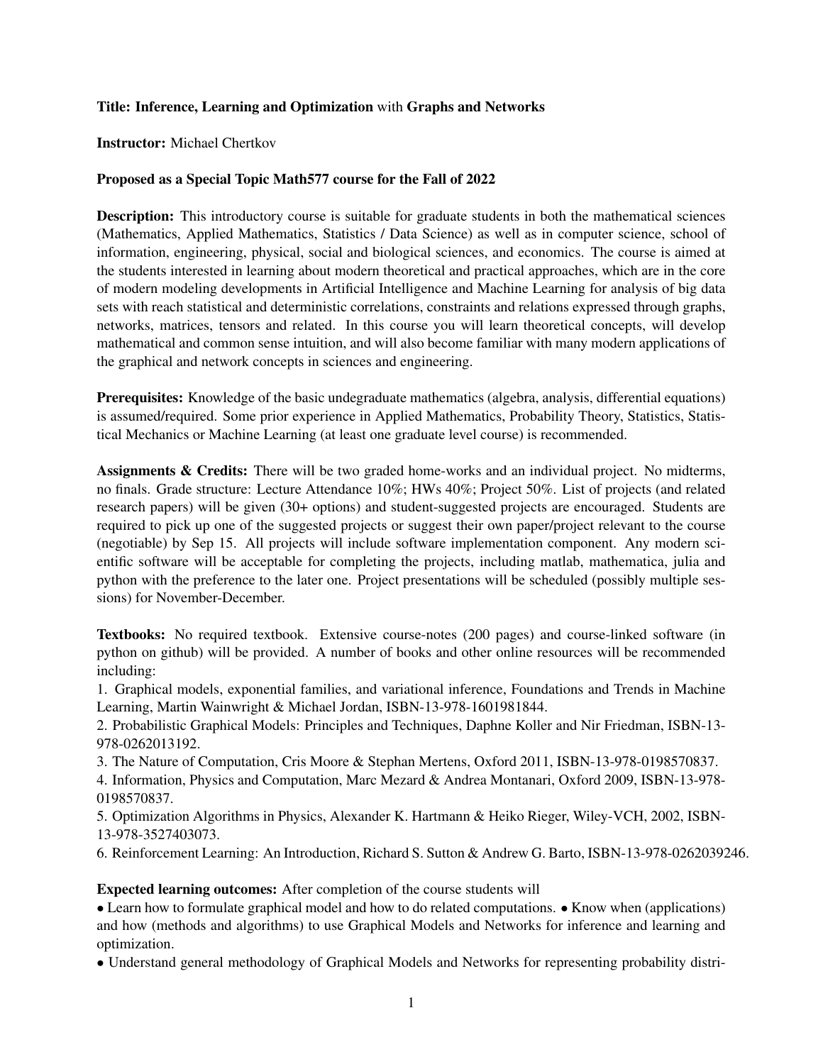**Title: Inference, Learning and Optimization** with **Graphs and Networks**

**Instructor:** Michael Chertkov

**Proposed as a Special Topic Math577 course for the Fall of 2022**

**Description:** This introductory course is suitable for graduate students in both the mathematical sciences (Mathematics, Applied Mathematics, Statistics / Data Science) as well as in computer science, school of information, engineering, physical, social and biological sciences, and economics. The course is aimed at the students interested in learning about modern theoretical and practical approaches, which are in the core of modern modeling developments in Artificial Intelligence and Machine Learning for analysis of big data sets with reach statistical and deterministic correlations, constraints and relations expressed through graphs, networks, matrices, tensors and related. In this course you will learn theoretical concepts, will develop mathematical and common sense intuition, and will also become familiar with many modern applications of the graphical and network concepts in sciences and engineering.

**Prerequisites:** Knowledge of the basic undegraduate mathematics (algebra, analysis, differential equations) is assumed/required. Some prior experience in Applied Mathematics, Probability Theory, Statistics, Statistical Mechanics or Machine Learning (at least one graduate level course) is recommended.

**Assignments & Credits:** There will be two graded home-works and an individual project. No midterms, no finals. Grade structure: Lecture Attendance 10%; HWs 40%; Project 50%. List of projects (and related research papers) will be given (30+ options) and student-suggested projects are encouraged. Students are required to pick up one of the suggested projects or suggest their own paper/project relevant to the course (negotiable) by Sep 15. All projects will include software implementation component. Any modern scientific software will be acceptable for completing the projects, including matlab, mathematica, julia and python with the preference to the later one. Project presentations will be scheduled (possibly multiple sessions) for November-December.

**Textbooks:** No required textbook. Extensive course-notes (200 pages) and course-linked software (in python on github) will be provided. A number of books and other online resources will be recommended including:

1. Graphical models, exponential families, and variational inference, Foundations and Trends in Machine Learning, Martin Wainwright & Michael Jordan, ISBN-13-978-1601981844.
2. Probabilistic Graphical Models: Principles and Techniques, Daphne Koller and Nir Friedman, ISBN-13-978-0262013192.
3. The Nature of Computation, Cris Moore & Stephan Mertens, Oxford 2011, ISBN-13-978-0198570837.
4. Information, Physics and Computation, Marc Mezard & Andrea Montanari, Oxford 2009, ISBN-13-978-0198570837.
5. Optimization Algorithms in Physics, Alexander K. Hartmann & Heiko Rieger, Wiley-VCH, 2002, ISBN-13-978-3527403073.
6. Reinforcement Learning: An Introduction, Richard S. Sutton & Andrew G. Barto, ISBN-13-978-0262039246.

**Expected learning outcomes:** After completion of the course students will

- Learn how to formulate graphical model and how to do related computations.
- Know when (applications) and how (methods and algorithms) to use Graphical Models and Networks for inference and learning and optimization.
- Understand general methodology of Graphical Models and Networks for representing probability distri-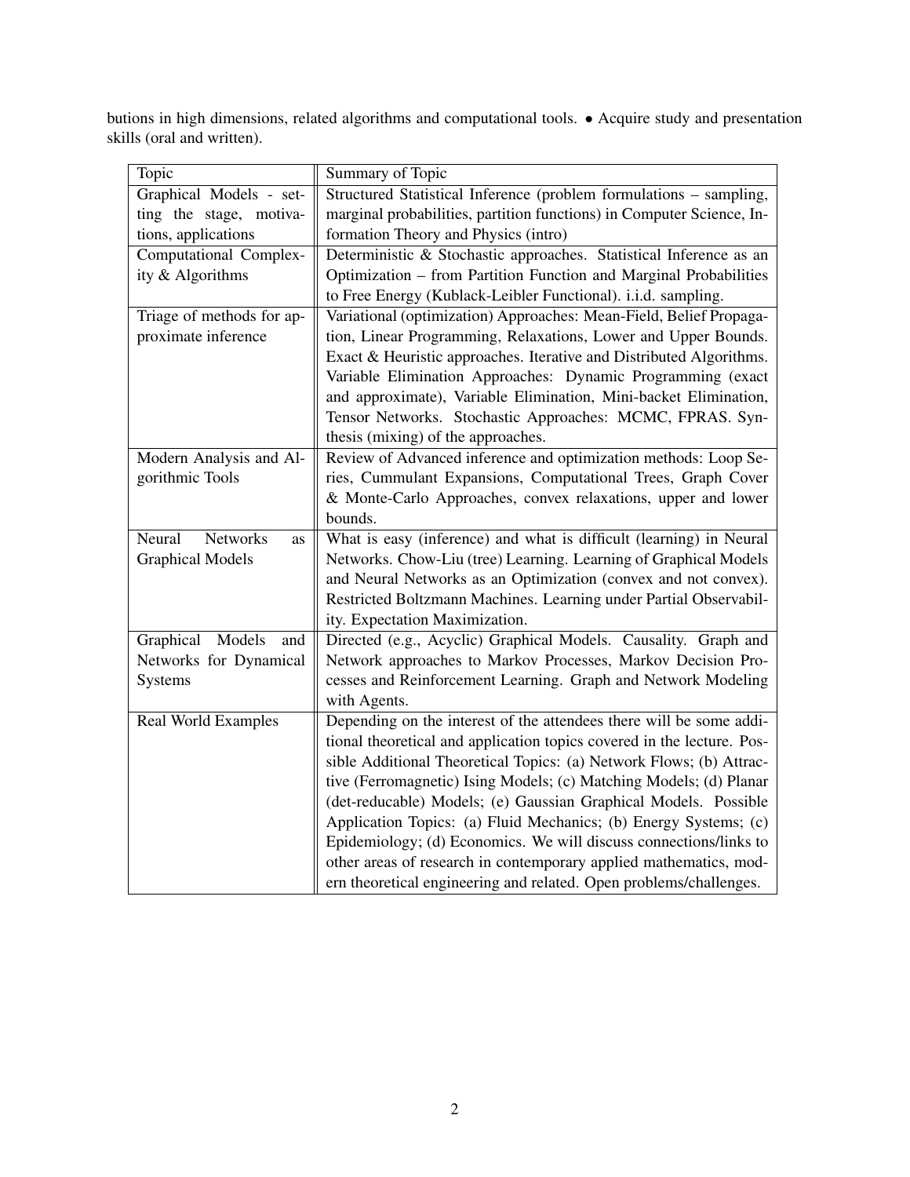butions in high dimensions, related algorithms and computational tools. • Acquire study and presentation skills (oral and written).

| Topic | Summary of Topic |
|---|---|
| Graphical Models - setting the stage, motivations, applications | Structured Statistical Inference (problem formulations – sampling, marginal probabilities, partition functions) in Computer Science, Information Theory and Physics (intro) |
| Computational Complexity & Algorithms | Deterministic & Stochastic approaches. Statistical Inference as an Optimization – from Partition Function and Marginal Probabilities to Free Energy (Kublack-Leibler Functional). i.i.d. sampling. |
| Triage of methods for approximate inference | Variational (optimization) Approaches: Mean-Field, Belief Propagation, Linear Programming, Relaxations, Lower and Upper Bounds. Exact & Heuristic approaches. Iterative and Distributed Algorithms. Variable Elimination Approaches: Dynamic Programming (exact and approximate), Variable Elimination, Mini-backet Elimination, Tensor Networks. Stochastic Approaches: MCMC, FPRAS. Synthesis (mixing) of the approaches. |
| Modern Analysis and Algorithmic Tools | Review of Advanced inference and optimization methods: Loop Series, Cummulant Expansions, Computational Trees, Graph Cover & Monte-Carlo Approaches, convex relaxations, upper and lower bounds. |
| Neural Networks as Graphical Models | What is easy (inference) and what is difficult (learning) in Neural Networks. Chow-Liu (tree) Learning. Learning of Graphical Models and Neural Networks as an Optimization (convex and not convex). Restricted Boltzmann Machines. Learning under Partial Observability. Expectation Maximization. |
| Graphical Models and Networks for Dynamical Systems | Directed (e.g., Acyclic) Graphical Models. Causality. Graph and Network approaches to Markov Processes, Markov Decision Processes and Reinforcement Learning. Graph and Network Modeling with Agents. |
| Real World Examples | Depending on the interest of the attendees there will be some additional theoretical and application topics covered in the lecture. Possible Additional Theoretical Topics: (a) Network Flows; (b) Attractive (Ferromagnetic) Ising Models; (c) Matching Models; (d) Planar (det-reducable) Models; (e) Gaussian Graphical Models. Possible Application Topics: (a) Fluid Mechanics; (b) Energy Systems; (c) Epidemiology; (d) Economics. We will discuss connections/links to other areas of research in contemporary applied mathematics, modern theoretical engineering and related. Open problems/challenges. |